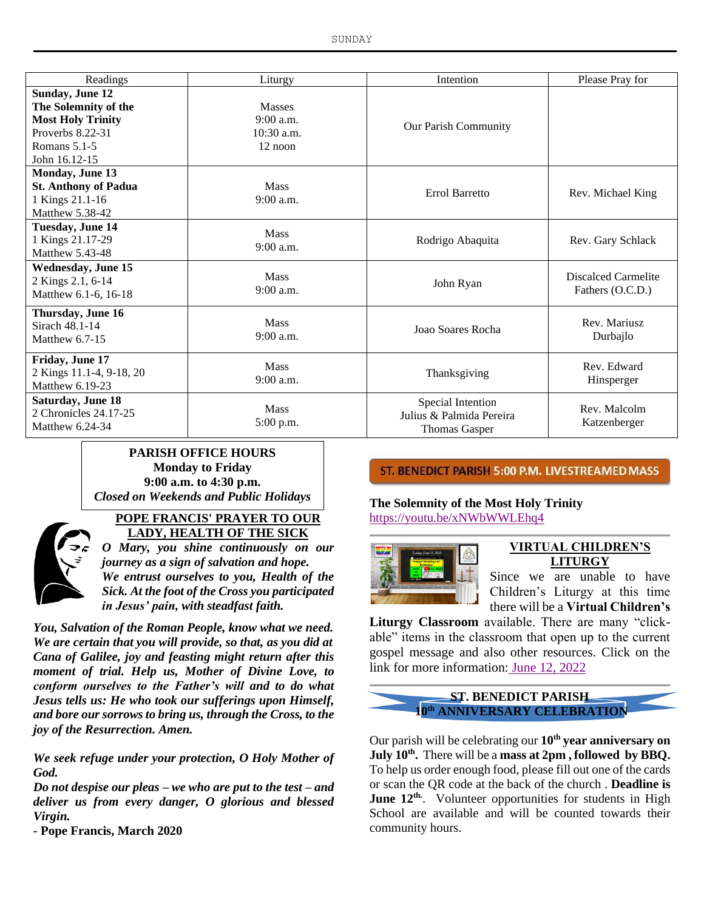| Readings | Liturgy | Intention | Please Pray for |
|---|---|---|---|
| **Sunday, June 12** **The Solemnity of the Most Holy Trinity** Proverbs 8.22-31 Romans 5.1-5 John 16.12-15 | Masses 9:00 a.m. 10:30 a.m. 12 noon | Our Parish Community | |
| **Monday, June 13** **St. Anthony of Padua** 1 Kings 21.1-16 Matthew 5.38-42 | Mass 9:00 a.m. | Errol Barretto | Rev. Michael King |
| **Tuesday, June 14** 1 Kings 21.17-29 Matthew 5.43-48 | Mass 9:00 a.m. | Rodrigo Abaquita | Rev. Gary Schlack |
| **Wednesday, June 15** 2 Kings 2.1, 6-14 Matthew 6.1-6, 16-18 | Mass 9:00 a.m. | John Ryan | Discalced Carmelite Fathers (O.C.D.) |
| **Thursday, June 16** Sirach 48.1-14 Matthew 6.7-15 | Mass 9:00 a.m. | Joao Soares Rocha | Rev. Mariusz Durbajlo |
| **Friday, June 17** 2 Kings 11.1-4, 9-18, 20 Matthew 6.19-23 | Mass 9:00 a.m. | Thanksgiving | Rev. Edward Hinsperger |
| **Saturday, June 18** 2 Chronicles 24.17-25 Matthew 6.24-34 | Mass 5:00 p.m. | Special Intention Julius & Palmida Pereira Thomas Gasper | Rev. Malcolm Katzenberger |

**PARISH OFFICE HOURS**
**Monday to Friday**
**9:00 a.m. to 4:30 p.m.**
***Closed on Weekends and Public Holidays***

## POPE FRANCIS' PRAYER TO OUR LADY, HEALTH OF THE SICK

***O Mary, you shine continuously on our journey as a sign of salvation and hope. We entrust ourselves to you, Health of the Sick. At the foot of the Cross you participated in Jesus' pain, with steadfast faith.***

***You, Salvation of the Roman People, know what we need. We are certain that you will provide, so that, as you did at Cana of Galilee, joy and feasting might return after this moment of trial. Help us, Mother of Divine Love, to conform ourselves to the Father's will and to do what Jesus tells us: He who took our sufferings upon Himself, and bore our sorrows to bring us, through the Cross, to the joy of the Resurrection. Amen.***

***We seek refuge under your protection, O Holy Mother of God.***
***Do not despise our pleas – we who are put to the test – and deliver us from every danger, O glorious and blessed Virgin.***

**- Pope Francis, March 2020**

## ST. BENEDICT PARISH 5:00 P.M. LIVESTREAMED MASS

**The Solemnity of the Most Holy Trinity**
https://youtu.be/xNWbWWLEhq4

## VIRTUAL CHILDREN'S LITURGY

Since we are unable to have Children's Liturgy at this time there will be a **Virtual Children's Liturgy Classroom** available. There are many "click-able" items in the classroom that open up to the current gospel message and also other resources. Click on the link for more information: June 12, 2022

## ST. BENEDICT PARISH 10th ANNIVERSARY CELEBRATION

Our parish will be celebrating our **10th year anniversary on July 10th.** There will be a **mass at 2pm , followed by BBQ.** To help us order enough food, please fill out one of the cards or scan the QR code at the back of the church . **Deadline is June 12th.** Volunteer opportunities for students in High School are available and will be counted towards their community hours.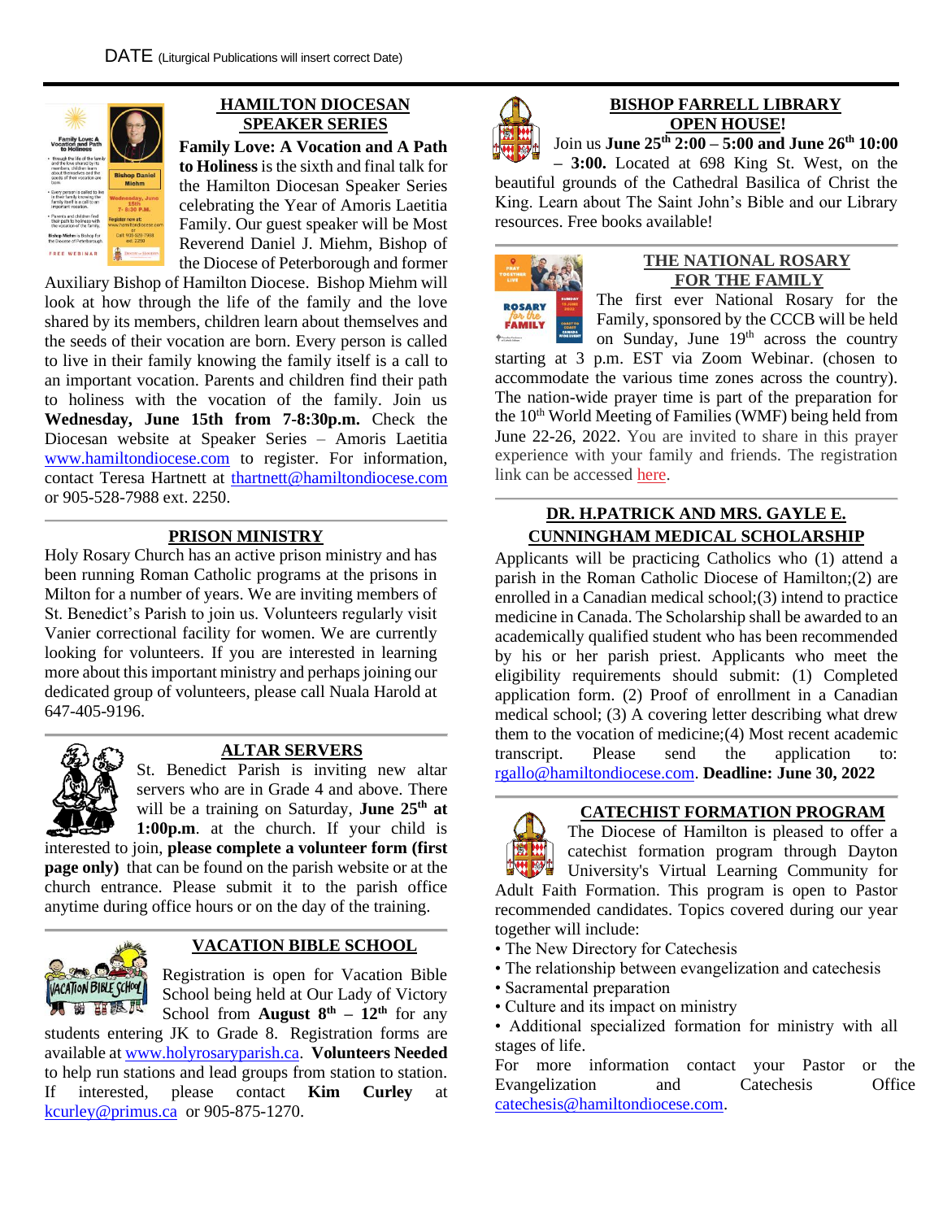DATE (Liturgical Publications will insert correct Date)

## HAMILTON DIOCESAN SPEAKER SERIES

**Family Love: A Vocation and A Path to Holiness** is the sixth and final talk for the Hamilton Diocesan Speaker Series celebrating the Year of Amoris Laetitia Family. Our guest speaker will be Most Reverend Daniel J. Miehm, Bishop of the Diocese of Peterborough and former Auxiliary Bishop of Hamilton Diocese. Bishop Miehm will look at how through the life of the family and the love shared by its members, children learn about themselves and the seeds of their vocation are born. Every person is called to live in their family knowing the family itself is a call to an important vocation. Parents and children find their path to holiness with the vocation of the family. Join us **Wednesday, June 15th from 7-8:30p.m.** Check the Diocesan website at Speaker Series – Amoris Laetitia www.hamiltondiocese.com to register. For information, contact Teresa Hartnett at thartnett@hamiltondiocese.com or 905-528-7988 ext. 2250.

## PRISON MINISTRY

Holy Rosary Church has an active prison ministry and has been running Roman Catholic programs at the prisons in Milton for a number of years. We are inviting members of St. Benedict's Parish to join us. Volunteers regularly visit Vanier correctional facility for women. We are currently looking for volunteers. If you are interested in learning more about this important ministry and perhaps joining our dedicated group of volunteers, please call Nuala Harold at 647-405-9196.

## ALTAR SERVERS

St. Benedict Parish is inviting new altar servers who are in Grade 4 and above. There will be a training on Saturday, **June 25th at 1:00p.m**. at the church. If your child is interested to join, **please complete a volunteer form (first page only)** that can be found on the parish website or at the church entrance. Please submit it to the parish office anytime during office hours or on the day of the training.

## VACATION BIBLE SCHOOL

Registration is open for Vacation Bible School being held at Our Lady of Victory School from **August 8th – 12th** for any students entering JK to Grade 8. Registration forms are available at www.holyrosaryparish.ca. **Volunteers Needed** to help run stations and lead groups from station to station. If interested, please contact **Kim Curley** at kcurley@primus.ca or 905-875-1270.

## BISHOP FARRELL LIBRARY OPEN HOUSE!

Join us **June 25th 2:00 – 5:00 and June 26th 10:00 – 3:00.** Located at 698 King St. West, on the beautiful grounds of the Cathedral Basilica of Christ the King. Learn about The Saint John's Bible and our Library resources. Free books available!

## THE NATIONAL ROSARY FOR THE FAMILY

The first ever National Rosary for the Family, sponsored by the CCCB will be held on Sunday, June 19th across the country starting at 3 p.m. EST via Zoom Webinar. (chosen to accommodate the various time zones across the country). The nation-wide prayer time is part of the preparation for the 10th World Meeting of Families (WMF) being held from June 22-26, 2022. You are invited to share in this prayer experience with your family and friends. The registration link can be accessed here.

## DR. H.PATRICK AND MRS. GAYLE E. CUNNINGHAM MEDICAL SCHOLARSHIP

Applicants will be practicing Catholics who (1) attend a parish in the Roman Catholic Diocese of Hamilton;(2) are enrolled in a Canadian medical school;(3) intend to practice medicine in Canada. The Scholarship shall be awarded to an academically qualified student who has been recommended by his or her parish priest. Applicants who meet the eligibility requirements should submit: (1) Completed application form. (2) Proof of enrollment in a Canadian medical school; (3) A covering letter describing what drew them to the vocation of medicine;(4) Most recent academic transcript. Please send the application to: rgallo@hamiltondiocese.com. **Deadline: June 30, 2022**

## CATECHIST FORMATION PROGRAM

The Diocese of Hamilton is pleased to offer a catechist formation program through Dayton University's Virtual Learning Community for Adult Faith Formation. This program is open to Pastor recommended candidates. Topics covered during our year together will include:

- The New Directory for Catechesis
- The relationship between evangelization and catechesis
- Sacramental preparation
- Culture and its impact on ministry
- Additional specialized formation for ministry with all stages of life.

For more information contact your Pastor or the Evangelization and Catechesis Office catechesis@hamiltondiocese.com.